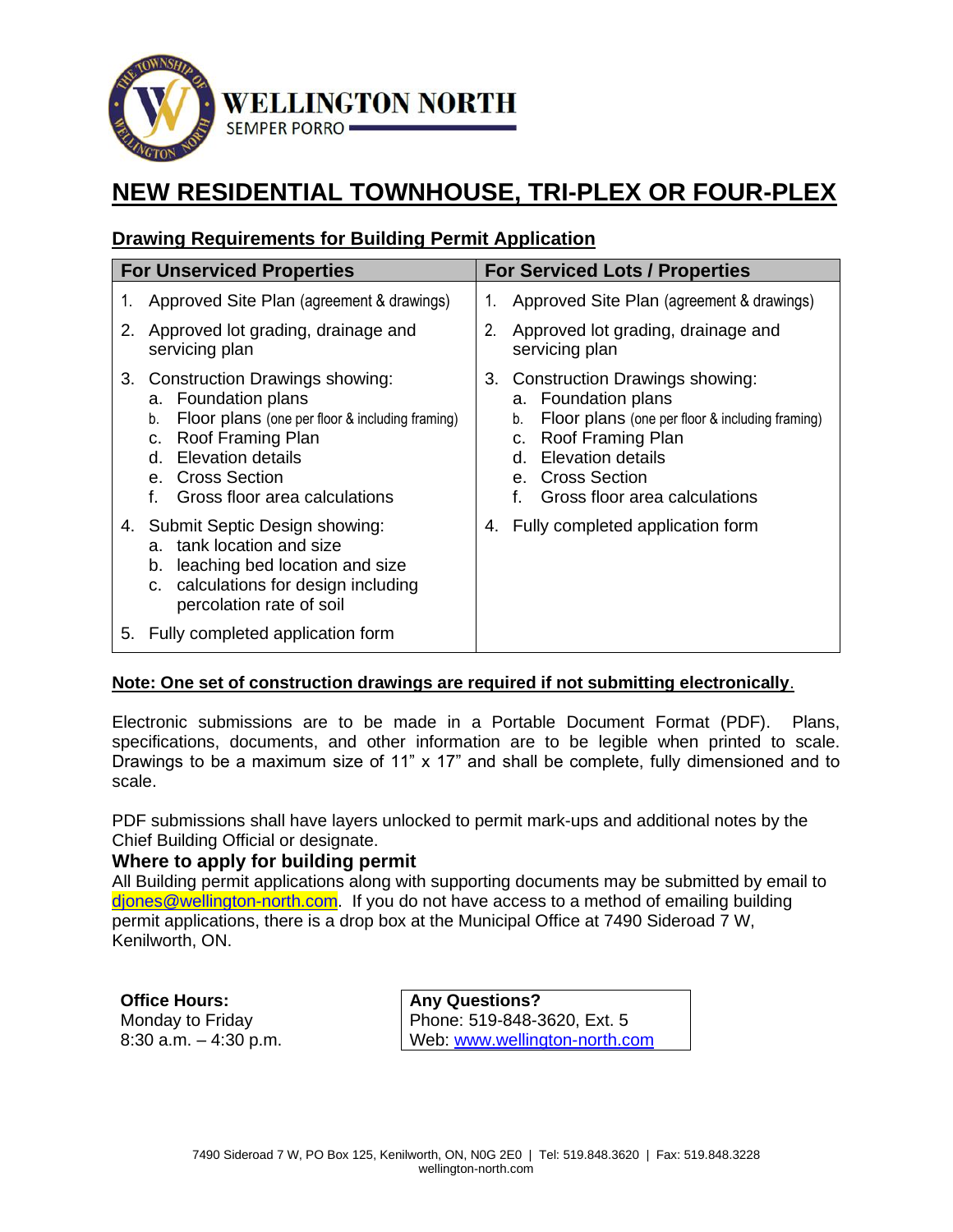WELLINGTON NORTH
SEMPER PORRO

# NEW RESIDENTIAL TOWNHOUSE, TRI-PLEX OR FOUR-PLEX

## Drawing Requirements for Building Permit Application

| For Unserviced Properties | For Serviced Lots / Properties |
|---|---|
| 1. Approved Site Plan (agreement & drawings) | 1. Approved Site Plan (agreement & drawings) |
| 2. Approved lot grading, drainage and servicing plan | 2. Approved lot grading, drainage and servicing plan |
| 3. Construction Drawings showing:<br>a. Foundation plans<br>b. Floor plans (one per floor & including framing)<br>c. Roof Framing Plan<br>d. Elevation details<br>e. Cross Section<br>f. Gross floor area calculations | 3. Construction Drawings showing:<br>a. Foundation plans<br>b. Floor plans (one per floor & including framing)<br>c. Roof Framing Plan<br>d. Elevation details<br>e. Cross Section<br>f. Gross floor area calculations |
| 4. Submit Septic Design showing:<br>a. tank location and size<br>b. leaching bed location and size<br>c. calculations for design including percolation rate of soil | 4. Fully completed application form |
| 5. Fully completed application form | |

**Note: One set of construction drawings are required if not submitting electronically.**

Electronic submissions are to be made in a Portable Document Format (PDF). Plans, specifications, documents, and other information are to be legible when printed to scale. Drawings to be a maximum size of 11" x 17" and shall be complete, fully dimensioned and to scale.

PDF submissions shall have layers unlocked to permit mark-ups and additional notes by the Chief Building Official or designate.

### Where to apply for building permit

All Building permit applications along with supporting documents may be submitted by email to djones@wellington-north.com. If you do not have access to a method of emailing building permit applications, there is a drop box at the Municipal Office at 7490 Sideroad 7 W, Kenilworth, ON.

**Office Hours:**
Monday to Friday
8:30 a.m. – 4:30 p.m.

**Any Questions?**
Phone: 519-848-3620, Ext. 5
Web: www.wellington-north.com

7490 Sideroad 7 W, PO Box 125, Kenilworth, ON, N0G 2E0 | Tel: 519.848.3620 | Fax: 519.848.3228
wellington-north.com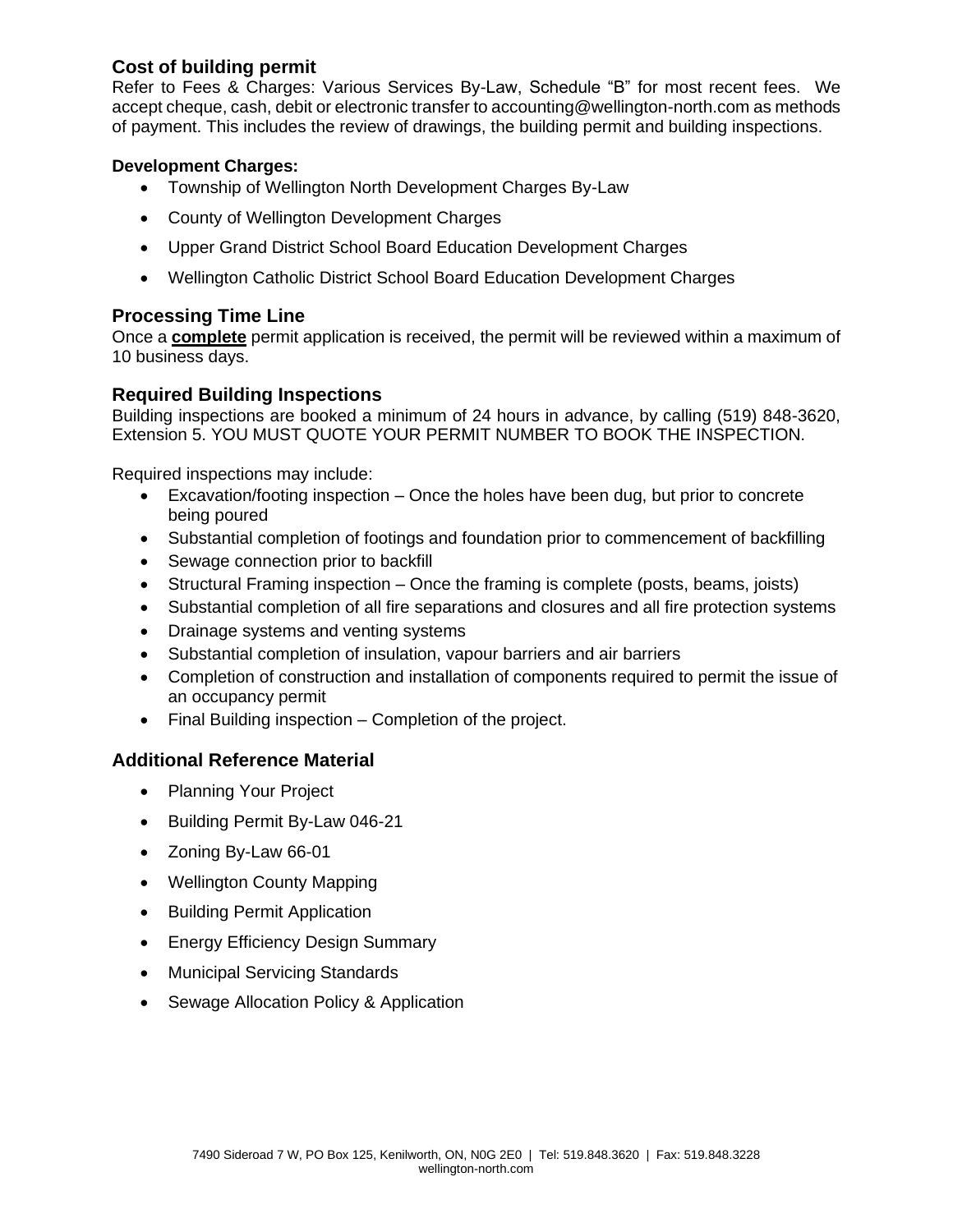## Cost of building permit

Refer to Fees & Charges: Various Services By-Law, Schedule "B" for most recent fees. We accept cheque, cash, debit or electronic transfer to accounting@wellington-north.com as methods of payment. This includes the review of drawings, the building permit and building inspections.

**Development Charges:**

- Township of Wellington North Development Charges By-Law
- County of Wellington Development Charges
- Upper Grand District School Board Education Development Charges
- Wellington Catholic District School Board Education Development Charges

## Processing Time Line

Once a **complete** permit application is received, the permit will be reviewed within a maximum of 10 business days.

## Required Building Inspections

Building inspections are booked a minimum of 24 hours in advance, by calling (519) 848-3620, Extension 5. YOU MUST QUOTE YOUR PERMIT NUMBER TO BOOK THE INSPECTION.

Required inspections may include:

- Excavation/footing inspection – Once the holes have been dug, but prior to concrete being poured
- Substantial completion of footings and foundation prior to commencement of backfilling
- Sewage connection prior to backfill
- Structural Framing inspection – Once the framing is complete (posts, beams, joists)
- Substantial completion of all fire separations and closures and all fire protection systems
- Drainage systems and venting systems
- Substantial completion of insulation, vapour barriers and air barriers
- Completion of construction and installation of components required to permit the issue of an occupancy permit
- Final Building inspection – Completion of the project.

## Additional Reference Material

- Planning Your Project
- Building Permit By-Law 046-21
- Zoning By-Law 66-01
- Wellington County Mapping
- Building Permit Application
- Energy Efficiency Design Summary
- Municipal Servicing Standards
- Sewage Allocation Policy & Application